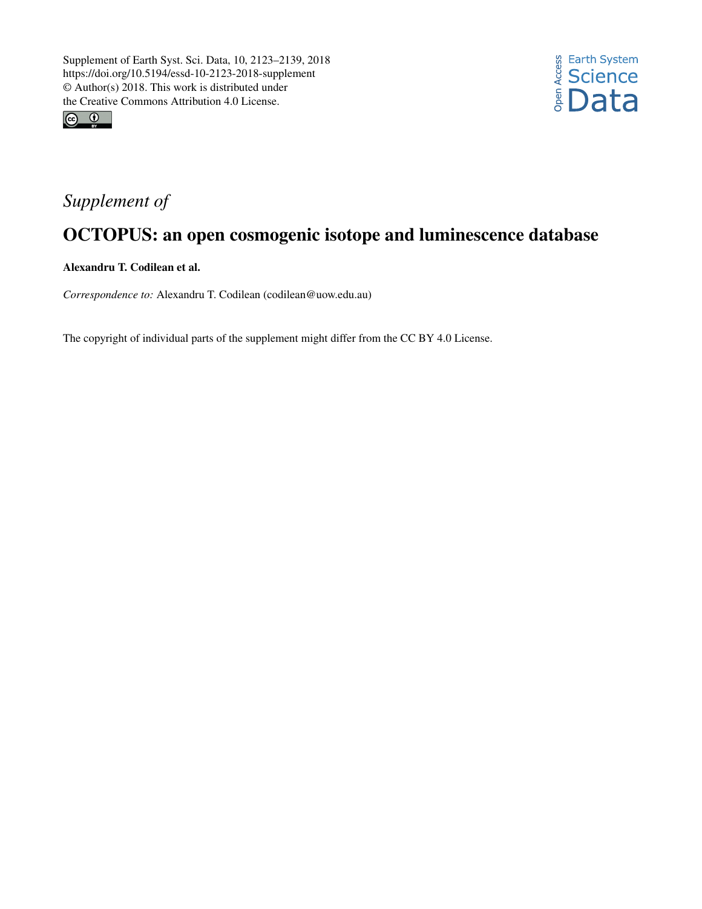Supplement of Earth Syst. Sci. Data, 10, 2123–2139, 2018
https://doi.org/10.5194/essd-10-2123-2018-supplement
© Author(s) 2018. This work is distributed under
the Creative Commons Attribution 4.0 License.

*Supplement of*

# OCTOPUS: an open cosmogenic isotope and luminescence database

**Alexandru T. Codilean et al.**

*Correspondence to:* Alexandru T. Codilean (codilean@uow.edu.au)

The copyright of individual parts of the supplement might differ from the CC BY 4.0 License.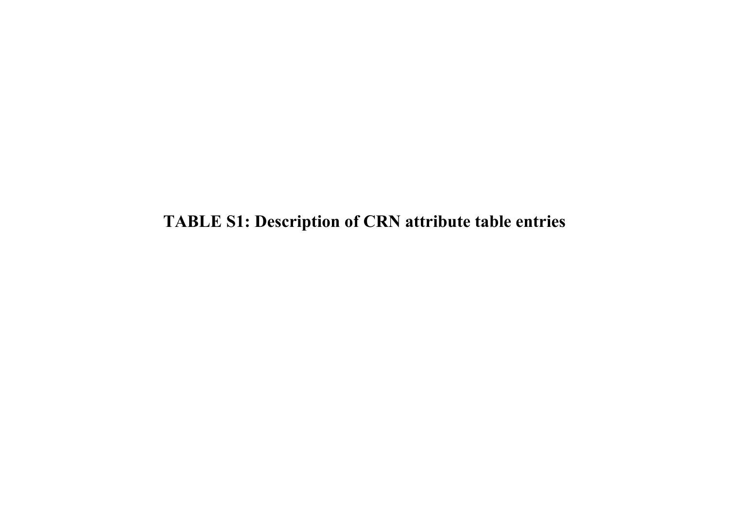# TABLE S1: Description of CRN attribute table entries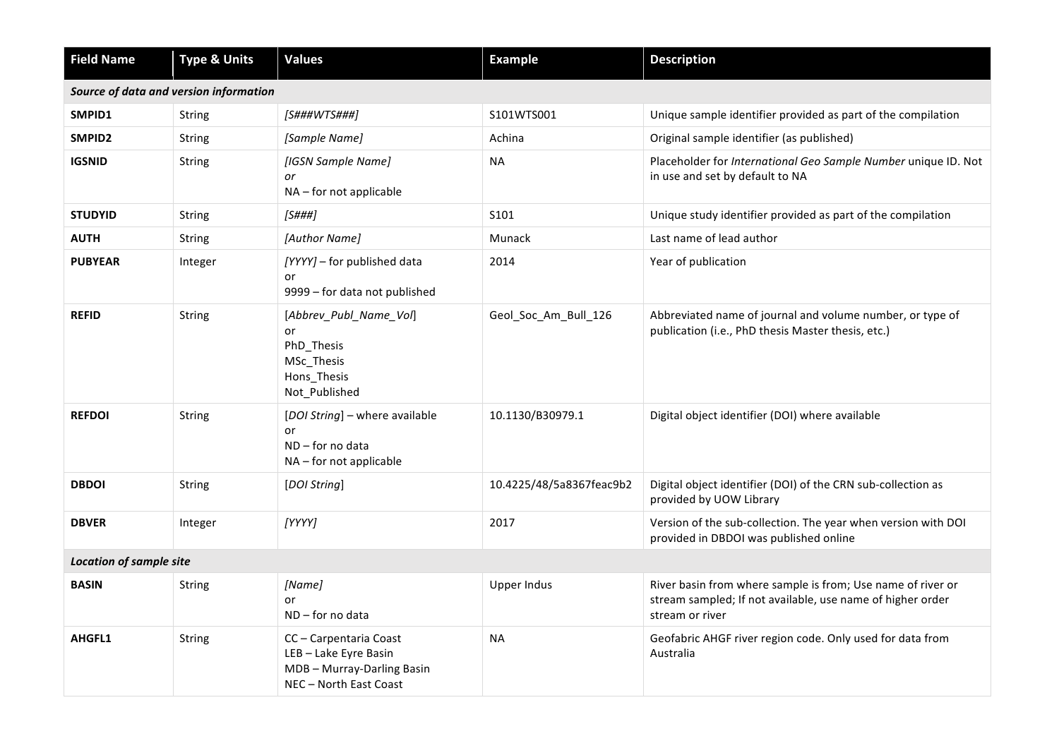| Field Name | Type & Units | Values | Example | Description |
|---|---|---|---|---|
| ***Source of data and version information*** | | | | |
| **SMPID1** | String | *[S###WTS###]* | S101WTS001 | Unique sample identifier provided as part of the compilation |
| **SMPID2** | String | *[Sample Name]* | Achina | Original sample identifier (as published) |
| **IGSNID** | String | *[IGSN Sample Name]*<br>*or*<br>NA – for not applicable | NA | Placeholder for *International Geo Sample Number* unique ID. Not in use and set by default to NA |
| **STUDYID** | String | *[S###]* | S101 | Unique study identifier provided as part of the compilation |
| **AUTH** | String | *[Author Name]* | Munack | Last name of lead author |
| **PUBYEAR** | Integer | *[YYYY]* – for published data<br>or<br>9999 – for data not published | 2014 | Year of publication |
| **REFID** | String | [*Abbrev_Publ_Name_Vol*]<br>or<br>PhD_Thesis<br>MSc_Thesis<br>Hons_Thesis<br>Not_Published | Geol_Soc_Am_Bull_126 | Abbreviated name of journal and volume number, or type of publication (i.e., PhD thesis Master thesis, etc.) |
| **REFDOI** | String | [*DOI String*] – where available<br>or<br>ND – for no data<br>NA – for not applicable | 10.1130/B30979.1 | Digital object identifier (DOI) where available |
| **DBDOI** | String | [*DOI String*] | 10.4225/48/5a8367feac9b2 | Digital object identifier (DOI) of the CRN sub-collection as provided by UOW Library |
| **DBVER** | Integer | *[YYYY]* | 2017 | Version of the sub-collection. The year when version with DOI provided in DBDOI was published online |
| ***Location of sample site*** | | | | |
| **BASIN** | String | *[Name]*<br>or<br>ND – for no data | Upper Indus | River basin from where sample is from; Use name of river or stream sampled; If not available, use name of higher order stream or river |
| **AHGFL1** | String | CC – Carpentaria Coast<br>LEB – Lake Eyre Basin<br>MDB – Murray-Darling Basin<br>NEC – North East Coast | NA | Geofabric AHGF river region code. Only used for data from Australia |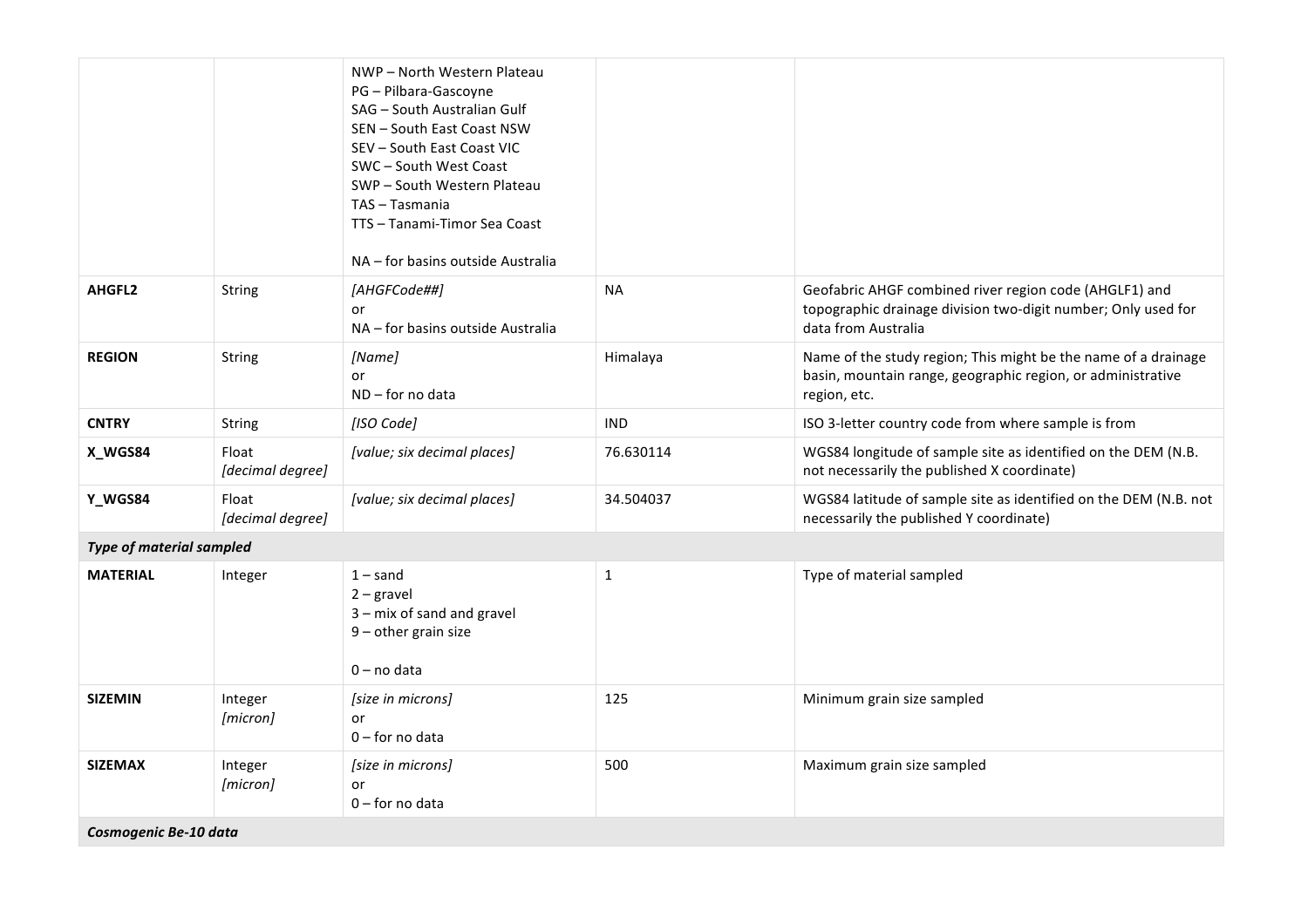| | | | | |
|---|---|---|---|---|
| | | NWP – North Western Plateau<br>PG – Pilbara-Gascoyne<br>SAG – South Australian Gulf<br>SEN – South East Coast NSW<br>SEV – South East Coast VIC<br>SWC – South West Coast<br>SWP – South Western Plateau<br>TAS – Tasmania<br>TTS – Tanami-Timor Sea Coast<br><br>NA – for basins outside Australia | | |
| **AHGFL2** | String | *[AHGFCode##]*<br>or<br>NA – for basins outside Australia | NA | Geofabric AHGF combined river region code (AHGLF1) and topographic drainage division two-digit number; Only used for data from Australia |
| **REGION** | String | *[Name]*<br>or<br>ND – for no data | Himalaya | Name of the study region; This might be the name of a drainage basin, mountain range, geographic region, or administrative region, etc. |
| **CNTRY** | String | *[ISO Code]* | IND | ISO 3-letter country code from where sample is from |
| **X_WGS84** | Float<br>*[decimal degree]* | *[value; six decimal places]* | 76.630114 | WGS84 longitude of sample site as identified on the DEM (N.B. not necessarily the published X coordinate) |
| **Y_WGS84** | Float<br>*[decimal degree]* | *[value; six decimal places]* | 34.504037 | WGS84 latitude of sample site as identified on the DEM (N.B. not necessarily the published Y coordinate) |
| ***Type of material sampled*** | | | | |
| **MATERIAL** | Integer | 1 – sand<br>2 – gravel<br>3 – mix of sand and gravel<br>9 – other grain size<br><br>0 – no data | 1 | Type of material sampled |
| **SIZEMIN** | Integer<br>*[micron]* | *[size in microns]*<br>or<br>0 – for no data | 125 | Minimum grain size sampled |
| **SIZEMAX** | Integer<br>*[micron]* | *[size in microns]*<br>or<br>0 – for no data | 500 | Maximum grain size sampled |
| ***Cosmogenic Be-10 data*** | | | | |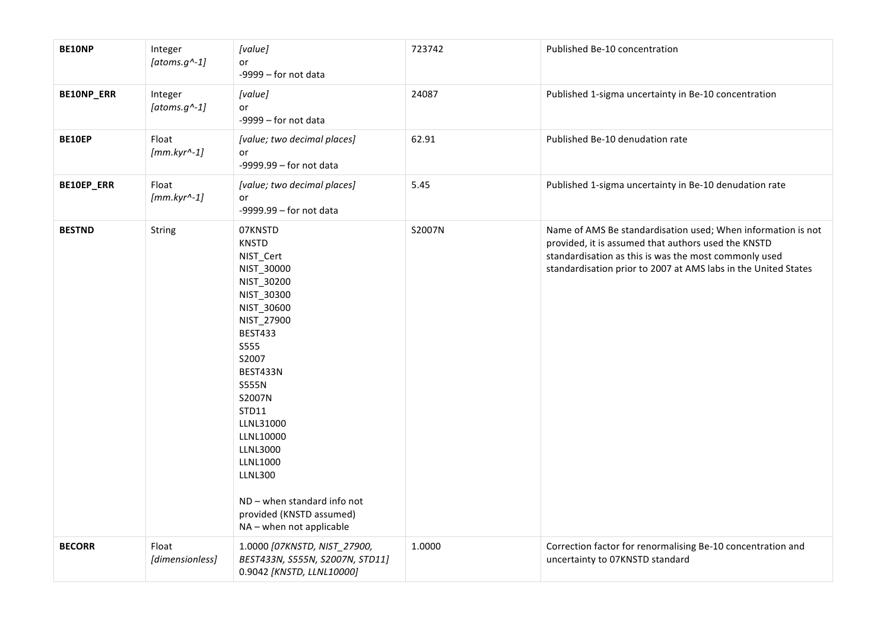| **BE10NP** | Integer *[atoms.g^-1]* | *[value]*<br>or<br>-9999 – for not data | 723742 | Published Be-10 concentration |
|---|---|---|---|---|
| **BE10NP_ERR** | Integer *[atoms.g^-1]* | *[value]*<br>or<br>-9999 – for not data | 24087 | Published 1-sigma uncertainty in Be-10 concentration |
| **BE10EP** | Float *[mm.kyr^-1]* | *[value; two decimal places]*<br>or<br>-9999.99 – for not data | 62.91 | Published Be-10 denudation rate |
| **BE10EP_ERR** | Float *[mm.kyr^-1]* | *[value; two decimal places]*<br>or<br>-9999.99 – for not data | 5.45 | Published 1-sigma uncertainty in Be-10 denudation rate |
| **BESTND** | String | 07KNSTD<br>KNSTD<br>NIST_Cert<br>NIST_30000<br>NIST_30200<br>NIST_30300<br>NIST_30600<br>NIST_27900<br>BEST433<br>S555<br>S2007<br>BEST433N<br>S555N<br>S2007N<br>STD11<br>LLNL31000<br>LLNL10000<br>LLNL3000<br>LLNL1000<br>LLNL300<br><br>ND – when standard info not provided (KNSTD assumed)<br>NA – when not applicable | S2007N | Name of AMS Be standardisation used; When information is not provided, it is assumed that authors used the KNSTD standardisation as this is was the most commonly used standardisation prior to 2007 at AMS labs in the United States |
| **BECORR** | Float *[dimensionless]* | 1.0000 *[07KNSTD, NIST_27900, BEST433N, S555N, S2007N, STD11]*<br>0.9042 *[KNSTD, LLNL10000]* | 1.0000 | Correction factor for renormalising Be-10 concentration and uncertainty to 07KNSTD standard |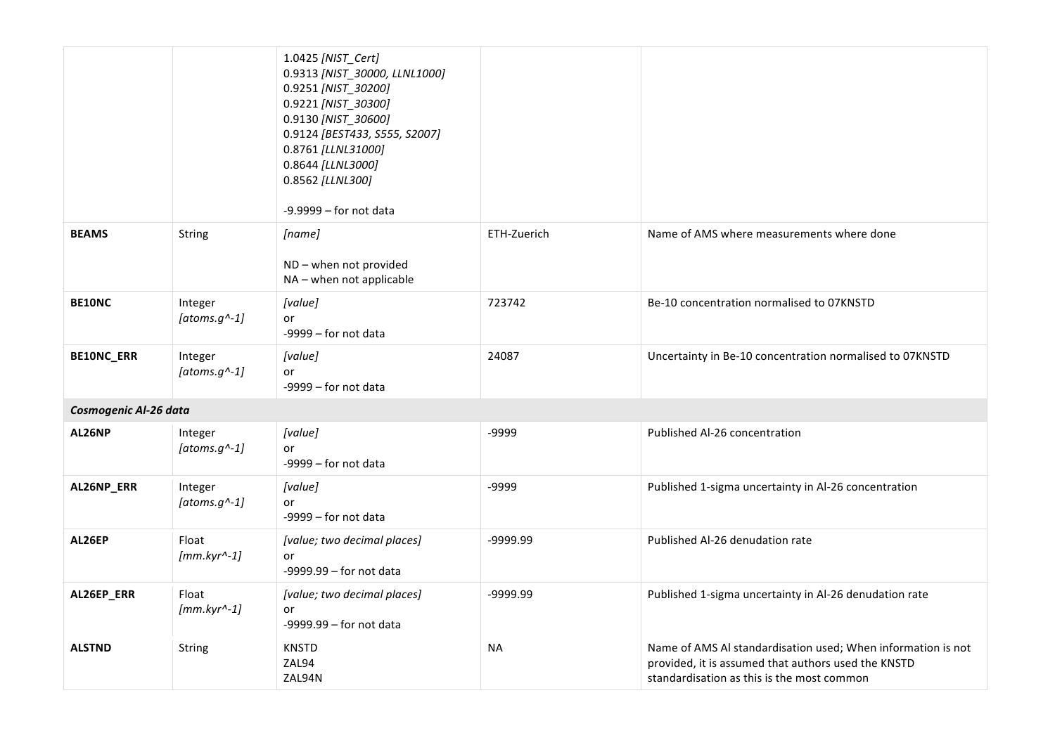| | | | | |
|---|---|---|---|---|
| | | 1.0425 *[NIST_Cert]*<br>0.9313 *[NIST_30000, LLNL1000]*<br>0.9251 *[NIST_30200]*<br>0.9221 *[NIST_30300]*<br>0.9130 *[NIST_30600]*<br>0.9124 *[BEST433, S555, S2007]*<br>0.8761 *[LLNL31000]*<br>0.8644 *[LLNL3000]*<br>0.8562 *[LLNL300]*<br><br>-9.9999 – for not data | | |
| **BEAMS** | String | *[name]*<br><br>ND – when not provided<br>NA – when not applicable | ETH-Zuerich | Name of AMS where measurements where done |
| **BE10NC** | Integer *[atoms.g^-1]* | *[value]*<br>or<br>-9999 – for not data | 723742 | Be-10 concentration normalised to 07KNSTD |
| **BE10NC_ERR** | Integer *[atoms.g^-1]* | *[value]*<br>or<br>-9999 – for not data | 24087 | Uncertainty in Be-10 concentration normalised to 07KNSTD |
| ***Cosmogenic Al-26 data*** | | | | |
| **AL26NP** | Integer *[atoms.g^-1]* | *[value]*<br>or<br>-9999 – for not data | -9999 | Published Al-26 concentration |
| **AL26NP_ERR** | Integer *[atoms.g^-1]* | *[value]*<br>or<br>-9999 – for not data | -9999 | Published 1-sigma uncertainty in Al-26 concentration |
| **AL26EP** | Float *[mm.kyr^-1]* | *[value; two decimal places]*<br>or<br>-9999.99 – for not data | -9999.99 | Published Al-26 denudation rate |
| **AL26EP_ERR** | Float *[mm.kyr^-1]* | *[value; two decimal places]*<br>or<br>-9999.99 – for not data | -9999.99 | Published 1-sigma uncertainty in Al-26 denudation rate |
| **ALSTND** | String | KNSTD<br>ZAL94<br>ZAL94N | NA | Name of AMS Al standardisation used; When information is not provided, it is assumed that authors used the KNSTD standardisation as this is the most common |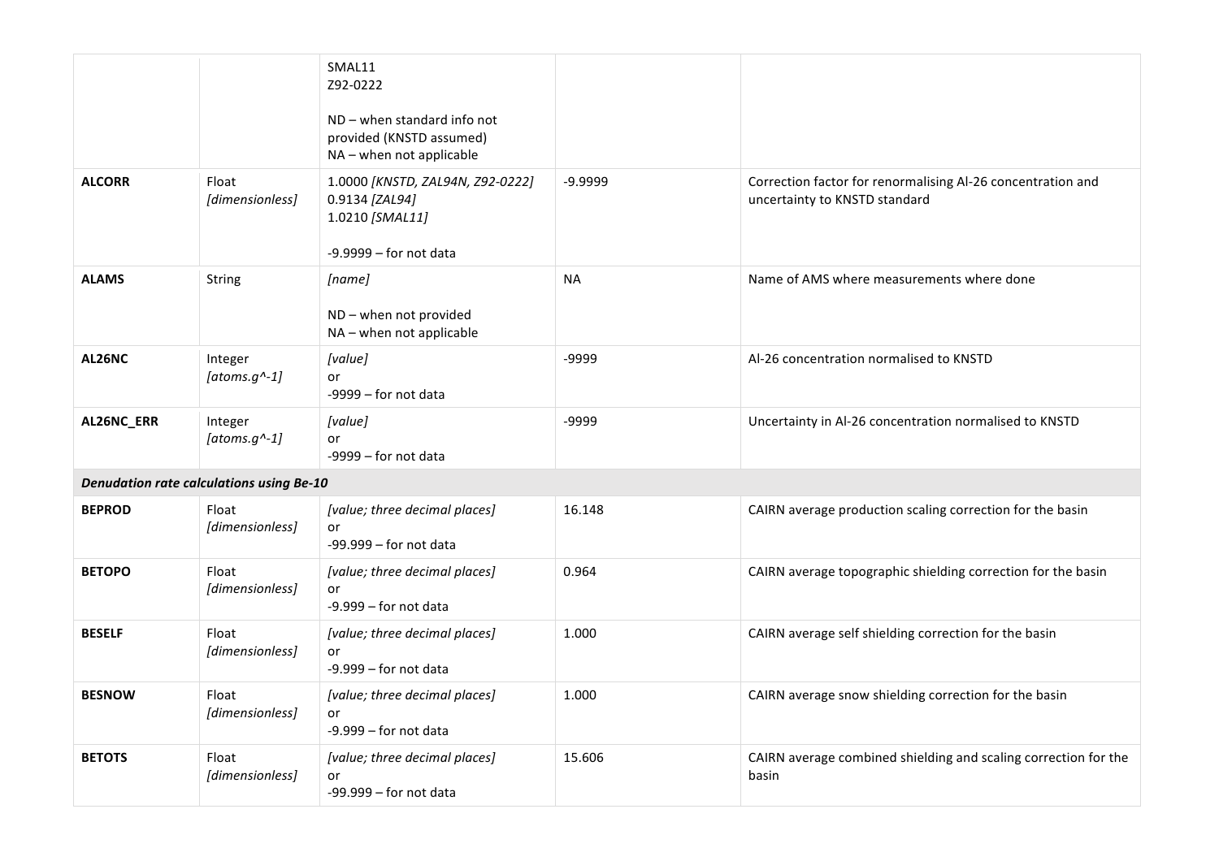| | | | | |
|---|---|---|---|---|
| | | SMAL11<br>Z92-0222<br><br>ND – when standard info not provided (KNSTD assumed)<br>NA – when not applicable | | |
| **ALCORR** | Float<br>*[dimensionless]* | 1.0000 *[KNSTD, ZAL94N, Z92-0222]*<br>0.9134 *[ZAL94]*<br>1.0210 *[SMAL11]*<br><br>-9.9999 – for not data | -9.9999 | Correction factor for renormalising Al-26 concentration and uncertainty to KNSTD standard |
| **ALAMS** | String | *[name]*<br><br>ND – when not provided<br>NA – when not applicable | NA | Name of AMS where measurements where done |
| **AL26NC** | Integer<br>*[atoms.g^-1]* | *[value]*<br>or<br>-9999 – for not data | -9999 | Al-26 concentration normalised to KNSTD |
| **AL26NC_ERR** | Integer<br>*[atoms.g^-1]* | *[value]*<br>or<br>-9999 – for not data | -9999 | Uncertainty in Al-26 concentration normalised to KNSTD |
| ***Denudation rate calculations using Be-10*** | | | | |
| **BEPROD** | Float<br>*[dimensionless]* | *[value; three decimal places]*<br>or<br>-99.999 – for not data | 16.148 | CAIRN average production scaling correction for the basin |
| **BETOPO** | Float<br>*[dimensionless]* | *[value; three decimal places]*<br>or<br>-9.999 – for not data | 0.964 | CAIRN average topographic shielding correction for the basin |
| **BESELF** | Float<br>*[dimensionless]* | *[value; three decimal places]*<br>or<br>-9.999 – for not data | 1.000 | CAIRN average self shielding correction for the basin |
| **BESNOW** | Float<br>*[dimensionless]* | *[value; three decimal places]*<br>or<br>-9.999 – for not data | 1.000 | CAIRN average snow shielding correction for the basin |
| **BETOTS** | Float<br>*[dimensionless]* | *[value; three decimal places]*<br>or<br>-99.999 – for not data | 15.606 | CAIRN average combined shielding and scaling correction for the basin |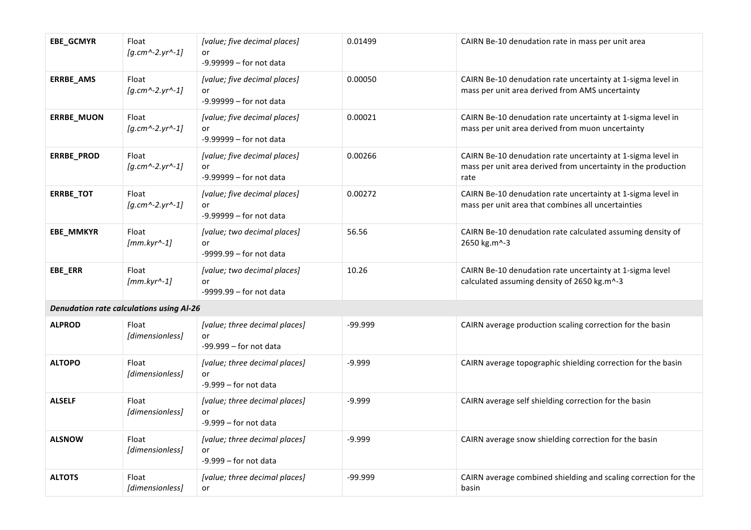| | | | | |
|---|---|---|---|---|
| **EBE_GCMYR** | Float *[g.cm^-2.yr^-1]* | *[value; five decimal places]* or -9.99999 – for not data | 0.01499 | CAIRN Be-10 denudation rate in mass per unit area |
| **ERRBE_AMS** | Float *[g.cm^-2.yr^-1]* | *[value; five decimal places]* or -9.99999 – for not data | 0.00050 | CAIRN Be-10 denudation rate uncertainty at 1-sigma level in mass per unit area derived from AMS uncertainty |
| **ERRBE_MUON** | Float *[g.cm^-2.yr^-1]* | *[value; five decimal places]* or -9.99999 – for not data | 0.00021 | CAIRN Be-10 denudation rate uncertainty at 1-sigma level in mass per unit area derived from muon uncertainty |
| **ERRBE_PROD** | Float *[g.cm^-2.yr^-1]* | *[value; five decimal places]* or -9.99999 – for not data | 0.00266 | CAIRN Be-10 denudation rate uncertainty at 1-sigma level in mass per unit area derived from uncertainty in the production rate |
| **ERRBE_TOT** | Float *[g.cm^-2.yr^-1]* | *[value; five decimal places]* or -9.99999 – for not data | 0.00272 | CAIRN Be-10 denudation rate uncertainty at 1-sigma level in mass per unit area that combines all uncertainties |
| **EBE_MMKYR** | Float *[mm.kyr^-1]* | *[value; two decimal places]* or -9999.99 – for not data | 56.56 | CAIRN Be-10 denudation rate calculated assuming density of 2650 kg.m^-3 |
| **EBE_ERR** | Float *[mm.kyr^-1]* | *[value; two decimal places]* or -9999.99 – for not data | 10.26 | CAIRN Be-10 denudation rate uncertainty at 1-sigma level calculated assuming density of 2650 kg.m^-3 |
| ***Denudation rate calculations using Al-26*** | | | | |
| **ALPROD** | Float *[dimensionless]* | *[value; three decimal places]* or -99.999 – for not data | -99.999 | CAIRN average production scaling correction for the basin |
| **ALTOPO** | Float *[dimensionless]* | *[value; three decimal places]* or -9.999 – for not data | -9.999 | CAIRN average topographic shielding correction for the basin |
| **ALSELF** | Float *[dimensionless]* | *[value; three decimal places]* or -9.999 – for not data | -9.999 | CAIRN average self shielding correction for the basin |
| **ALSNOW** | Float *[dimensionless]* | *[value; three decimal places]* or -9.999 – for not data | -9.999 | CAIRN average snow shielding correction for the basin |
| **ALTOTS** | Float *[dimensionless]* | *[value; three decimal places]* or | -99.999 | CAIRN average combined shielding and scaling correction for the basin |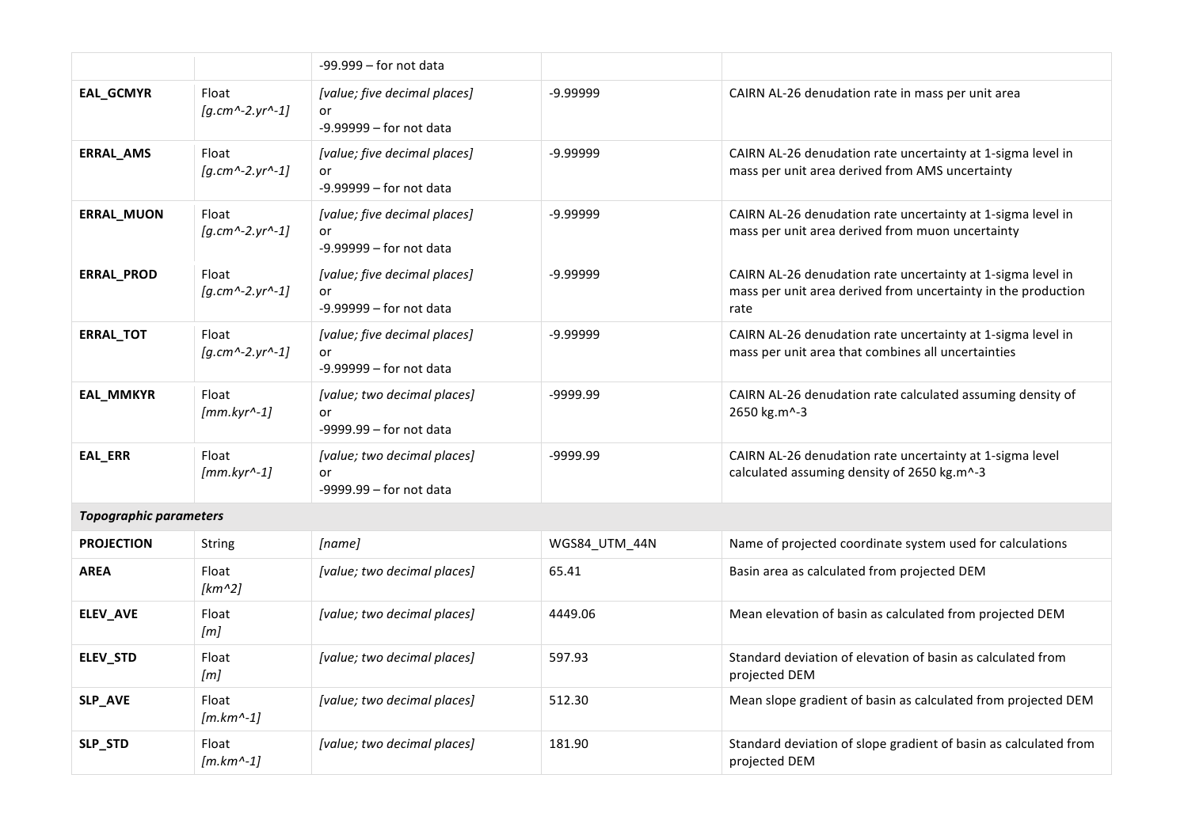| | | -99.999 – for not data | | |
|---|---|---|---|---|
| **EAL_GCMYR** | Float *[g.cm^-2.yr^-1]* | *[value; five decimal places]* or -9.99999 – for not data | -9.99999 | CAIRN AL-26 denudation rate in mass per unit area |
| **ERRAL_AMS** | Float *[g.cm^-2.yr^-1]* | *[value; five decimal places]* or -9.99999 – for not data | -9.99999 | CAIRN AL-26 denudation rate uncertainty at 1-sigma level in mass per unit area derived from AMS uncertainty |
| **ERRAL_MUON** | Float *[g.cm^-2.yr^-1]* | *[value; five decimal places]* or -9.99999 – for not data | -9.99999 | CAIRN AL-26 denudation rate uncertainty at 1-sigma level in mass per unit area derived from muon uncertainty |
| **ERRAL_PROD** | Float *[g.cm^-2.yr^-1]* | *[value; five decimal places]* or -9.99999 – for not data | -9.99999 | CAIRN AL-26 denudation rate uncertainty at 1-sigma level in mass per unit area derived from uncertainty in the production rate |
| **ERRAL_TOT** | Float *[g.cm^-2.yr^-1]* | *[value; five decimal places]* or -9.99999 – for not data | -9.99999 | CAIRN AL-26 denudation rate uncertainty at 1-sigma level in mass per unit area that combines all uncertainties |
| **EAL_MMKYR** | Float *[mm.kyr^-1]* | *[value; two decimal places]* or -9999.99 – for not data | -9999.99 | CAIRN AL-26 denudation rate calculated assuming density of 2650 kg.m^-3 |
| **EAL_ERR** | Float *[mm.kyr^-1]* | *[value; two decimal places]* or -9999.99 – for not data | -9999.99 | CAIRN AL-26 denudation rate uncertainty at 1-sigma level calculated assuming density of 2650 kg.m^-3 |
| ***Topographic parameters*** | | | | |
| **PROJECTION** | String | *[name]* | WGS84_UTM_44N | Name of projected coordinate system used for calculations |
| **AREA** | Float *[km^2]* | *[value; two decimal places]* | 65.41 | Basin area as calculated from projected DEM |
| **ELEV_AVE** | Float *[m]* | *[value; two decimal places]* | 4449.06 | Mean elevation of basin as calculated from projected DEM |
| **ELEV_STD** | Float *[m]* | *[value; two decimal places]* | 597.93 | Standard deviation of elevation of basin as calculated from projected DEM |
| **SLP_AVE** | Float *[m.km^-1]* | *[value; two decimal places]* | 512.30 | Mean slope gradient of basin as calculated from projected DEM |
| **SLP_STD** | Float *[m.km^-1]* | *[value; two decimal places]* | 181.90 | Standard deviation of slope gradient of basin as calculated from projected DEM |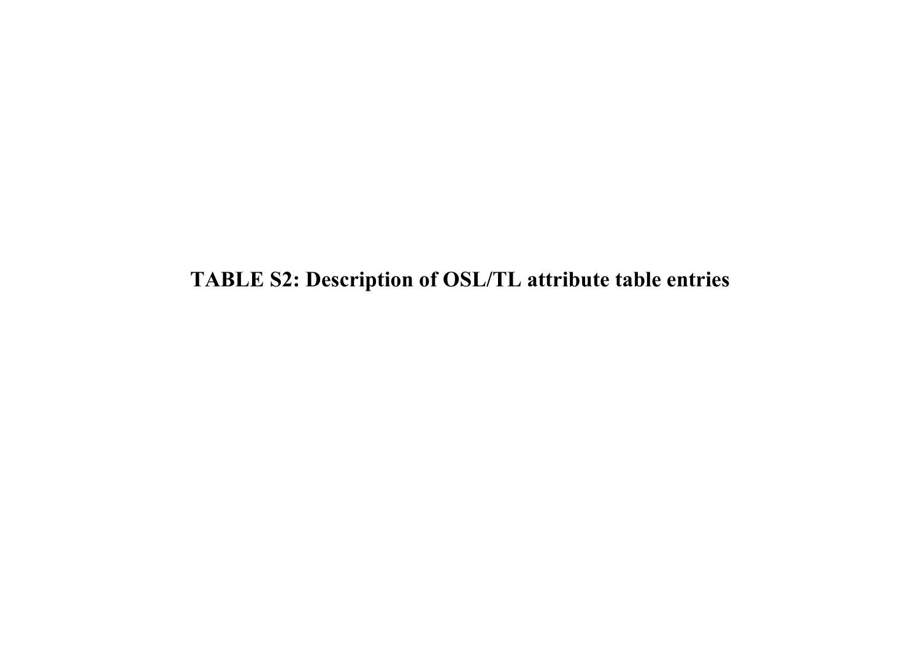# TABLE S2: Description of OSL/TL attribute table entries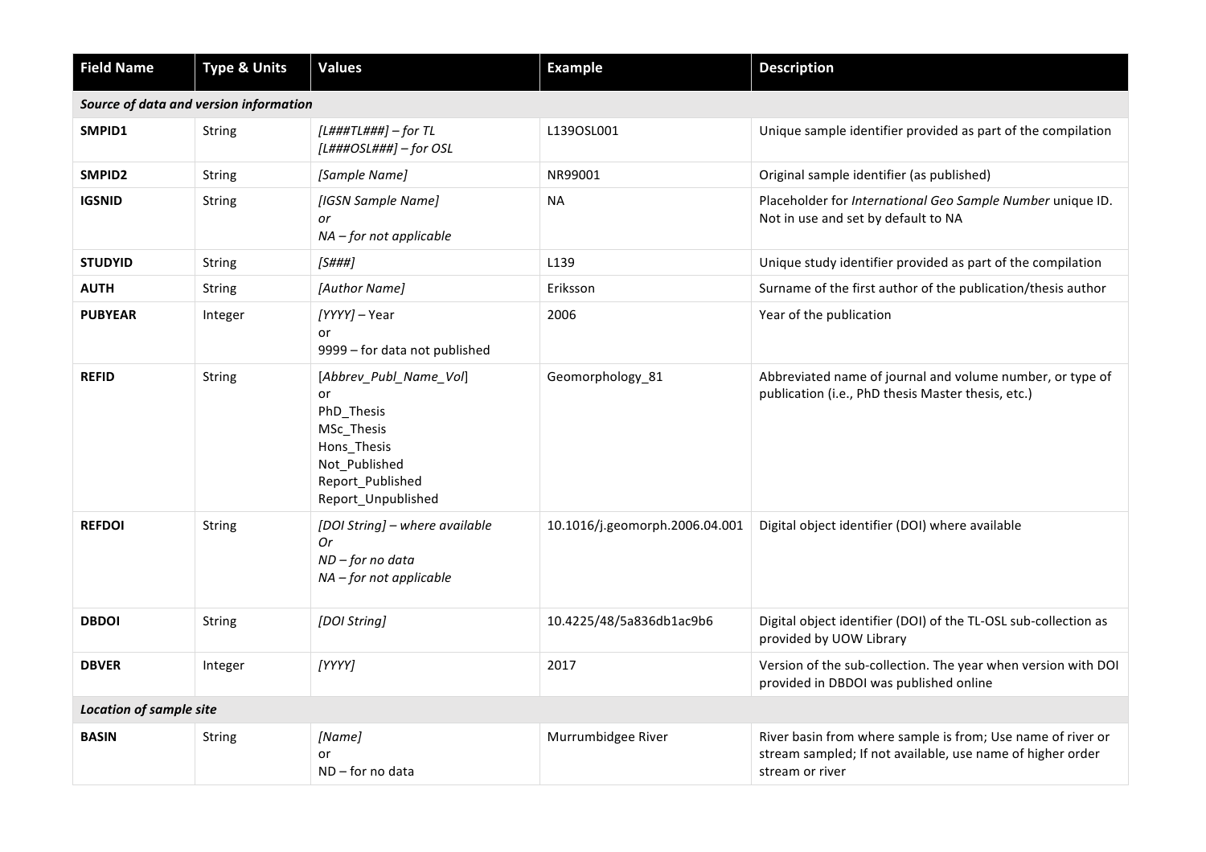| Field Name | Type & Units | Values | Example | Description |
|---|---|---|---|---|
| ***Source of data and version information*** | | | | |
| **SMPID1** | String | *[L###TL###] – for TL*<br>*[L###OSL###] – for OSL* | L139OSL001 | Unique sample identifier provided as part of the compilation |
| **SMPID2** | String | *[Sample Name]* | NR99001 | Original sample identifier (as published) |
| **IGSNID** | String | *[IGSN Sample Name]*<br>*or*<br>*NA – for not applicable* | NA | Placeholder for *International Geo Sample Number* unique ID. Not in use and set by default to NA |
| **STUDYID** | String | *[S###]* | L139 | Unique study identifier provided as part of the compilation |
| **AUTH** | String | *[Author Name]* | Eriksson | Surname of the first author of the publication/thesis author |
| **PUBYEAR** | Integer | *[YYYY]* – Year<br>or<br>9999 – for data not published | 2006 | Year of the publication |
| **REFID** | String | [*Abbrev_Publ_Name_Vol*]<br>or<br>PhD_Thesis<br>MSc_Thesis<br>Hons_Thesis<br>Not_Published<br>Report_Published<br>Report_Unpublished | Geomorphology_81 | Abbreviated name of journal and volume number, or type of publication (i.e., PhD thesis Master thesis, etc.) |
| **REFDOI** | String | *[DOI String] – where available*<br>*Or*<br>*ND – for no data*<br>*NA – for not applicable* | 10.1016/j.geomorph.2006.04.001 | Digital object identifier (DOI) where available |
| **DBDOI** | String | *[DOI String]* | 10.4225/48/5a836db1ac9b6 | Digital object identifier (DOI) of the TL-OSL sub-collection as provided by UOW Library |
| **DBVER** | Integer | *[YYYY]* | 2017 | Version of the sub-collection. The year when version with DOI provided in DBDOI was published online |
| ***Location of sample site*** | | | | |
| **BASIN** | String | *[Name]*<br>or<br>ND – for no data | Murrumbidgee River | River basin from where sample is from; Use name of river or stream sampled; If not available, use name of higher order stream or river |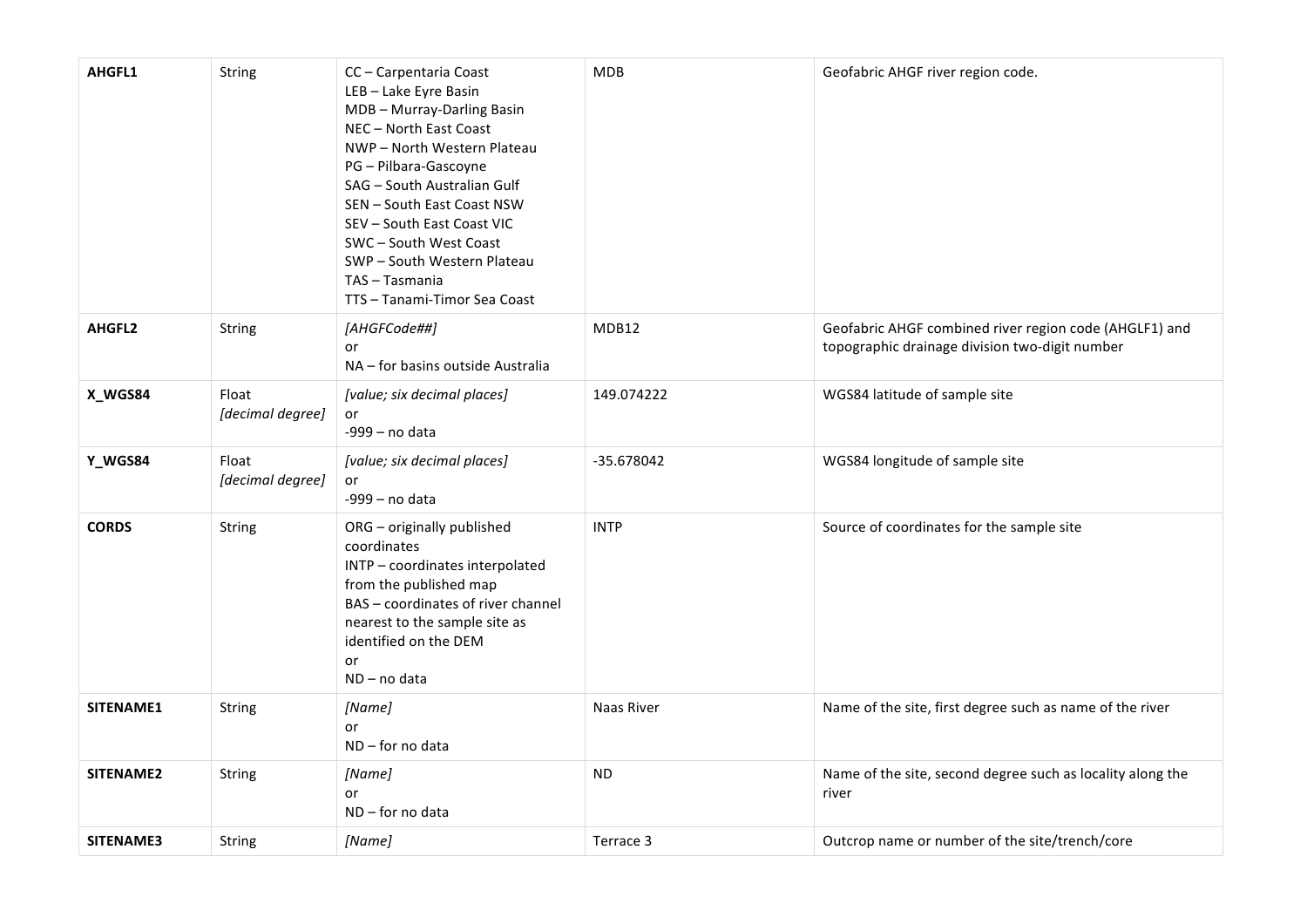| **AHGFL1** | String | CC – Carpentaria Coast<br>LEB – Lake Eyre Basin<br>MDB – Murray-Darling Basin<br>NEC – North East Coast<br>NWP – North Western Plateau<br>PG – Pilbara-Gascoyne<br>SAG – South Australian Gulf<br>SEN – South East Coast NSW<br>SEV – South East Coast VIC<br>SWC – South West Coast<br>SWP – South Western Plateau<br>TAS – Tasmania<br>TTS – Tanami-Timor Sea Coast | MDB | Geofabric AHGF river region code. |
|---|---|---|---|---|
| **AHGFL2** | String | *[AHGFCode##]*<br>or<br>NA – for basins outside Australia | MDB12 | Geofabric AHGF combined river region code (AHGLF1) and topographic drainage division two-digit number |
| **X_WGS84** | Float<br>*[decimal degree]* | *[value; six decimal places]*<br>or<br>-999 – no data | 149.074222 | WGS84 latitude of sample site |
| **Y_WGS84** | Float<br>*[decimal degree]* | *[value; six decimal places]*<br>or<br>-999 – no data | -35.678042 | WGS84 longitude of sample site |
| **CORDS** | String | ORG – originally published coordinates<br>INTP – coordinates interpolated from the published map<br>BAS – coordinates of river channel nearest to the sample site as identified on the DEM<br>or<br>ND – no data | INTP | Source of coordinates for the sample site |
| **SITENAME1** | String | *[Name]*<br>or<br>ND – for no data | Naas River | Name of the site, first degree such as name of the river |
| **SITENAME2** | String | *[Name]*<br>or<br>ND – for no data | ND | Name of the site, second degree such as locality along the river |
| **SITENAME3** | String | *[Name]* | Terrace 3 | Outcrop name or number of the site/trench/core |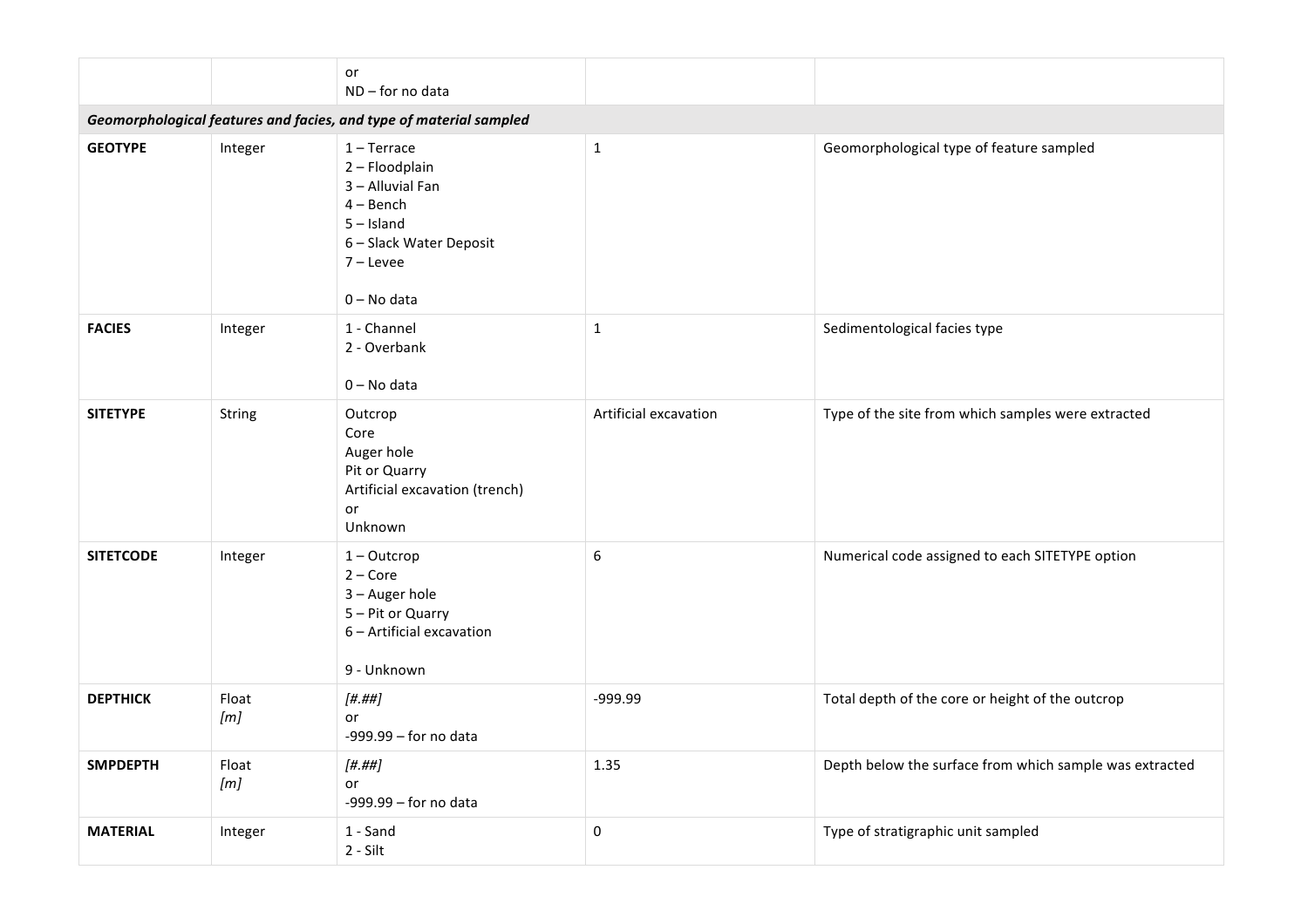| | | or<br>ND – for no data | | |
|---|---|---|---|---|
| ***Geomorphological features and facies, and type of material sampled*** | | | | |
| **GEOTYPE** | Integer | 1 – Terrace<br>2 – Floodplain<br>3 – Alluvial Fan<br>4 – Bench<br>5 – Island<br>6 – Slack Water Deposit<br>7 – Levee<br><br>0 – No data | 1 | Geomorphological type of feature sampled |
| **FACIES** | Integer | 1 - Channel<br>2 - Overbank<br><br>0 – No data | 1 | Sedimentological facies type |
| **SITETYPE** | String | Outcrop<br>Core<br>Auger hole<br>Pit or Quarry<br>Artificial excavation (trench)<br>or<br>Unknown | Artificial excavation | Type of the site from which samples were extracted |
| **SITETCODE** | Integer | 1 – Outcrop<br>2 – Core<br>3 – Auger hole<br>5 – Pit or Quarry<br>6 – Artificial excavation<br><br>9 - Unknown | 6 | Numerical code assigned to each SITETYPE option |
| **DEPTHICK** | Float<br>*[m]* | *[#.##]*<br>or<br>-999.99 – for no data | -999.99 | Total depth of the core or height of the outcrop |
| **SMPDEPTH** | Float<br>*[m]* | *[#.##]*<br>or<br>-999.99 – for no data | 1.35 | Depth below the surface from which sample was extracted |
| **MATERIAL** | Integer | 1 - Sand<br>2 - Silt | 0 | Type of stratigraphic unit sampled |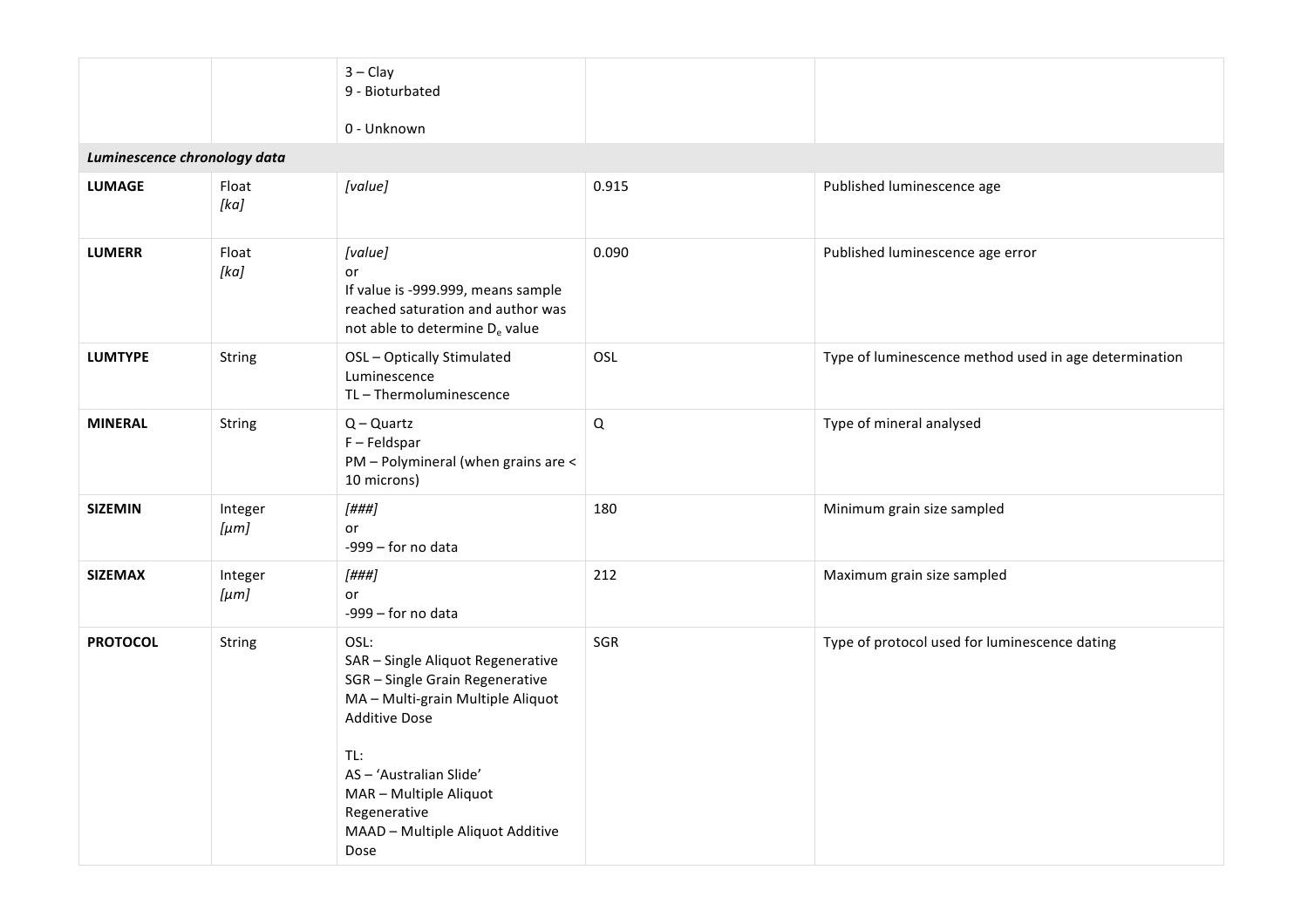| | | | | |
|---|---|---|---|---|
| | | 3 – Clay<br>9 - Bioturbated<br><br>0 - Unknown | | |
| ***Luminescence chronology data*** | | | | |
| **LUMAGE** | Float<br>*[ka]* | *[value]* | 0.915 | Published luminescence age |
| **LUMERR** | Float<br>*[ka]* | *[value]*<br>or<br>If value is -999.999, means sample reached saturation and author was not able to determine $D_e$ value | 0.090 | Published luminescence age error |
| **LUMTYPE** | String | OSL – Optically Stimulated Luminescence<br>TL – Thermoluminescence | OSL | Type of luminescence method used in age determination |
| **MINERAL** | String | Q – Quartz<br>F – Feldspar<br>PM – Polymineral (when grains are < 10 microns) | Q | Type of mineral analysed |
| **SIZEMIN** | Integer<br>*[µm]* | *[###]*<br>or<br>-999 – for no data | 180 | Minimum grain size sampled |
| **SIZEMAX** | Integer<br>*[µm]* | *[###]*<br>or<br>-999 – for no data | 212 | Maximum grain size sampled |
| **PROTOCOL** | String | OSL:<br>SAR – Single Aliquot Regenerative<br>SGR – Single Grain Regenerative<br>MA – Multi-grain Multiple Aliquot Additive Dose<br><br>TL:<br>AS – 'Australian Slide'<br>MAR – Multiple Aliquot Regenerative<br>MAAD – Multiple Aliquot Additive Dose | SGR | Type of protocol used for luminescence dating |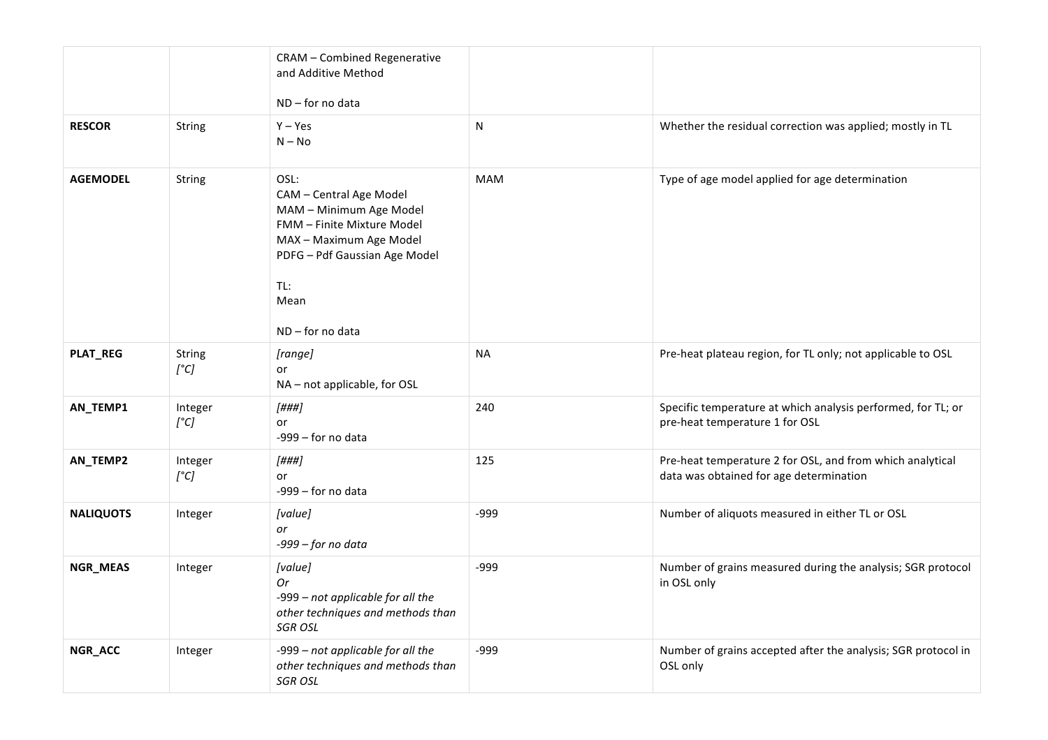| | | | | |
|---|---|---|---|---|
| | | CRAM – Combined Regenerative and Additive Method<br><br>ND – for no data | | |
| **RESCOR** | String | Y – Yes<br>N – No | N | Whether the residual correction was applied; mostly in TL |
| **AGEMODEL** | String | OSL:<br>CAM – Central Age Model<br>MAM – Minimum Age Model<br>FMM – Finite Mixture Model<br>MAX – Maximum Age Model<br>PDFG – Pdf Gaussian Age Model<br><br>TL:<br>Mean<br><br>ND – for no data | MAM | Type of age model applied for age determination |
| **PLAT_REG** | String<br>*[°C]* | *[range]*<br>or<br>NA – not applicable, for OSL | NA | Pre-heat plateau region, for TL only; not applicable to OSL |
| **AN_TEMP1** | Integer<br>*[°C]* | *[###]*<br>or<br>-999 – for no data | 240 | Specific temperature at which analysis performed, for TL; or pre-heat temperature 1 for OSL |
| **AN_TEMP2** | Integer<br>*[°C]* | *[###]*<br>or<br>-999 – for no data | 125 | Pre-heat temperature 2 for OSL, and from which analytical data was obtained for age determination |
| **NALIQUOTS** | Integer | *[value]*<br>*or*<br>*-999 – for no data* | -999 | Number of aliquots measured in either TL or OSL |
| **NGR_MEAS** | Integer | *[value]*<br>*Or*<br>-999 – *not applicable for all the other techniques and methods than SGR OSL* | -999 | Number of grains measured during the analysis; SGR protocol in OSL only |
| **NGR_ACC** | Integer | -999 – *not applicable for all the other techniques and methods than SGR OSL* | -999 | Number of grains accepted after the analysis; SGR protocol in OSL only |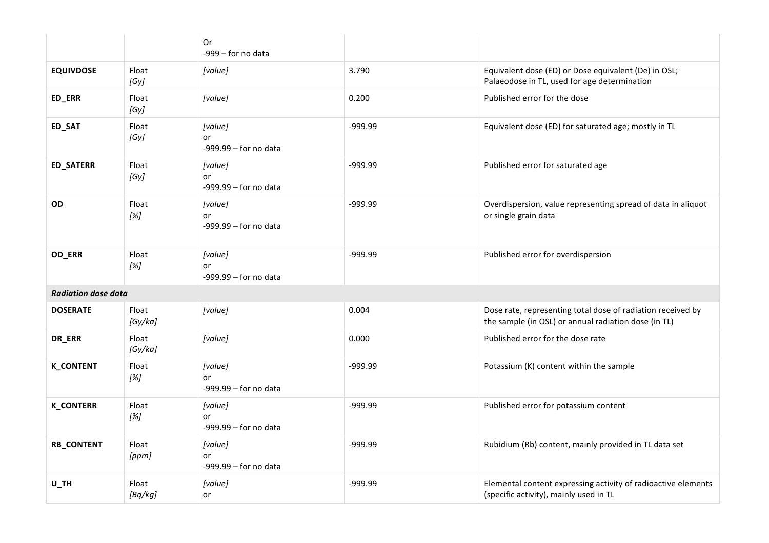| | | | | |
|---|---|---|---|---|
| | | Or<br>-999 – for no data | | |
| **EQUIVDOSE** | Float<br>*[Gy]* | *[value]* | 3.790 | Equivalent dose (ED) or Dose equivalent (De) in OSL; Palaeodose in TL, used for age determination |
| **ED_ERR** | Float<br>*[Gy]* | *[value]* | 0.200 | Published error for the dose |
| **ED_SAT** | Float<br>*[Gy]* | *[value]*<br>or<br>-999.99 – for no data | -999.99 | Equivalent dose (ED) for saturated age; mostly in TL |
| **ED_SATERR** | Float<br>*[Gy]* | *[value]*<br>or<br>-999.99 – for no data | -999.99 | Published error for saturated age |
| **OD** | Float<br>*[%]* | *[value]*<br>or<br>-999.99 – for no data | -999.99 | Overdispersion, value representing spread of data in aliquot or single grain data |
| **OD_ERR** | Float<br>*[%]* | *[value]*<br>or<br>-999.99 – for no data | -999.99 | Published error for overdispersion |
| ***Radiation dose data*** | | | | |
| **DOSERATE** | Float<br>*[Gy/ka]* | *[value]* | 0.004 | Dose rate, representing total dose of radiation received by the sample (in OSL) or annual radiation dose (in TL) |
| **DR_ERR** | Float<br>*[Gy/ka]* | *[value]* | 0.000 | Published error for the dose rate |
| **K_CONTENT** | Float<br>*[%]* | *[value]*<br>or<br>-999.99 – for no data | -999.99 | Potassium (K) content within the sample |
| **K_CONTERR** | Float<br>*[%]* | *[value]*<br>or<br>-999.99 – for no data | -999.99 | Published error for potassium content |
| **RB_CONTENT** | Float<br>*[ppm]* | *[value]*<br>or<br>-999.99 – for no data | -999.99 | Rubidium (Rb) content, mainly provided in TL data set |
| **U_TH** | Float<br>*[Bq/kg]* | *[value]*<br>or | -999.99 | Elemental content expressing activity of radioactive elements (specific activity), mainly used in TL |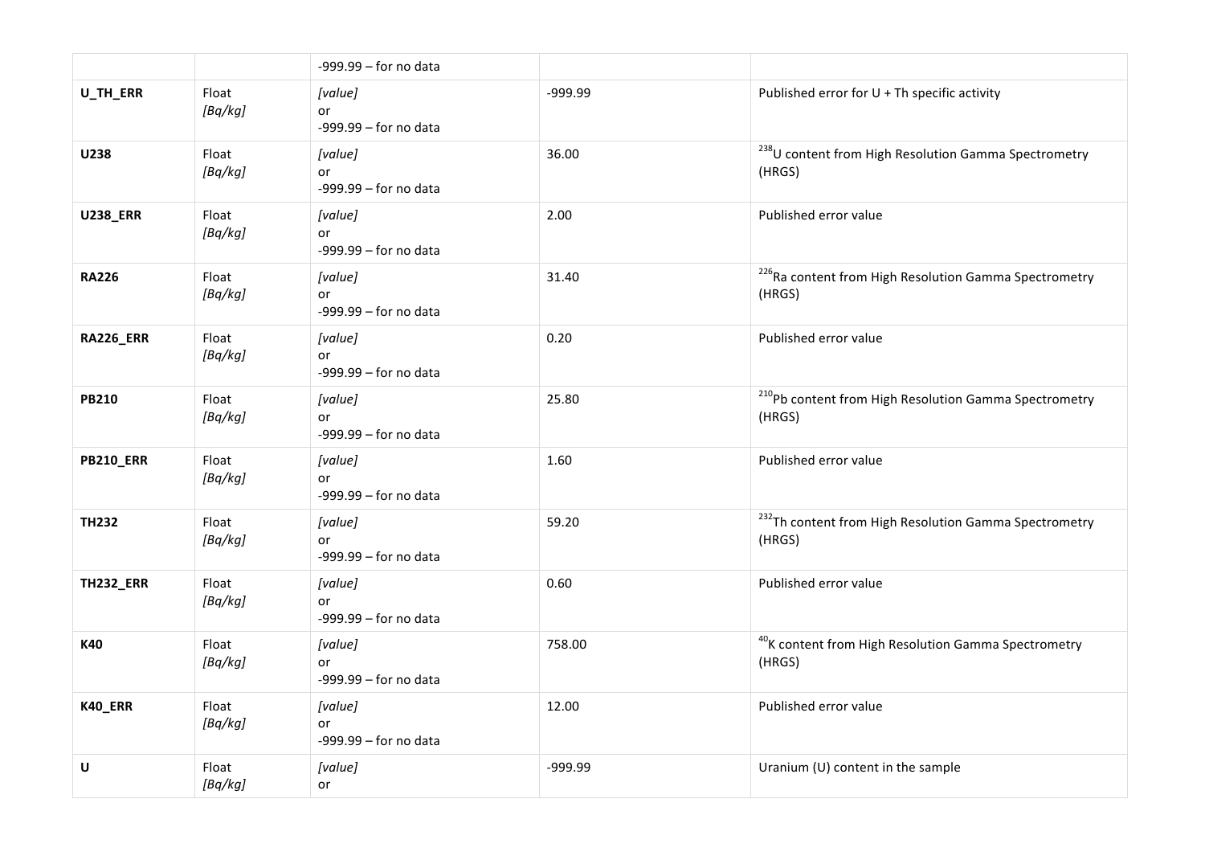| | | -999.99 – for no data | | |
|---|---|---|---|---|
| **U_TH_ERR** | Float *[Bq/kg]* | *[value]* or -999.99 – for no data | -999.99 | Published error for U + Th specific activity |
| **U238** | Float *[Bq/kg]* | *[value]* or -999.99 – for no data | 36.00 | $^{238}$U content from High Resolution Gamma Spectrometry (HRGS) |
| **U238_ERR** | Float *[Bq/kg]* | *[value]* or -999.99 – for no data | 2.00 | Published error value |
| **RA226** | Float *[Bq/kg]* | *[value]* or -999.99 – for no data | 31.40 | $^{226}$Ra content from High Resolution Gamma Spectrometry (HRGS) |
| **RA226_ERR** | Float *[Bq/kg]* | *[value]* or -999.99 – for no data | 0.20 | Published error value |
| **PB210** | Float *[Bq/kg]* | *[value]* or -999.99 – for no data | 25.80 | $^{210}$Pb content from High Resolution Gamma Spectrometry (HRGS) |
| **PB210_ERR** | Float *[Bq/kg]* | *[value]* or -999.99 – for no data | 1.60 | Published error value |
| **TH232** | Float *[Bq/kg]* | *[value]* or -999.99 – for no data | 59.20 | $^{232}$Th content from High Resolution Gamma Spectrometry (HRGS) |
| **TH232_ERR** | Float *[Bq/kg]* | *[value]* or -999.99 – for no data | 0.60 | Published error value |
| **K40** | Float *[Bq/kg]* | *[value]* or -999.99 – for no data | 758.00 | $^{40}$K content from High Resolution Gamma Spectrometry (HRGS) |
| **K40_ERR** | Float *[Bq/kg]* | *[value]* or -999.99 – for no data | 12.00 | Published error value |
| **U** | Float *[Bq/kg]* | *[value]* or | -999.99 | Uranium (U) content in the sample |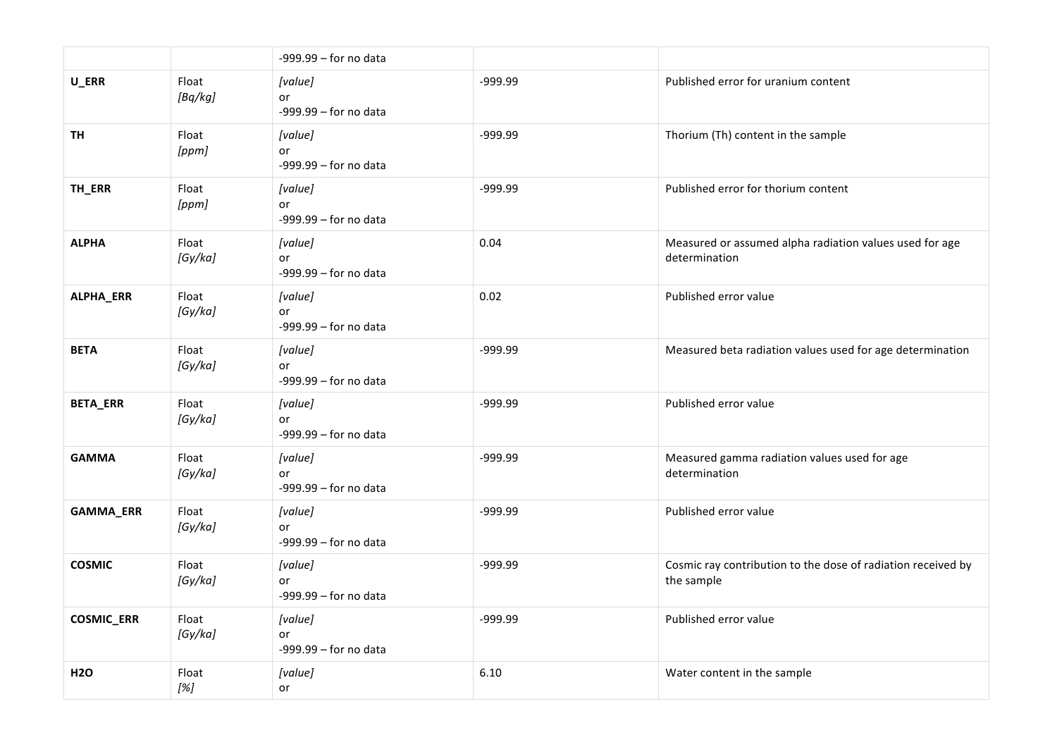| | | -999.99 – for no data | | |
|---|---|---|---|---|
| **U_ERR** | Float *[Bq/kg]* | *[value]* or -999.99 – for no data | -999.99 | Published error for uranium content |
| **TH** | Float *[ppm]* | *[value]* or -999.99 – for no data | -999.99 | Thorium (Th) content in the sample |
| **TH_ERR** | Float *[ppm]* | *[value]* or -999.99 – for no data | -999.99 | Published error for thorium content |
| **ALPHA** | Float *[Gy/ka]* | *[value]* or -999.99 – for no data | 0.04 | Measured or assumed alpha radiation values used for age determination |
| **ALPHA_ERR** | Float *[Gy/ka]* | *[value]* or -999.99 – for no data | 0.02 | Published error value |
| **BETA** | Float *[Gy/ka]* | *[value]* or -999.99 – for no data | -999.99 | Measured beta radiation values used for age determination |
| **BETA_ERR** | Float *[Gy/ka]* | *[value]* or -999.99 – for no data | -999.99 | Published error value |
| **GAMMA** | Float *[Gy/ka]* | *[value]* or -999.99 – for no data | -999.99 | Measured gamma radiation values used for age determination |
| **GAMMA_ERR** | Float *[Gy/ka]* | *[value]* or -999.99 – for no data | -999.99 | Published error value |
| **COSMIC** | Float *[Gy/ka]* | *[value]* or -999.99 – for no data | -999.99 | Cosmic ray contribution to the dose of radiation received by the sample |
| **COSMIC_ERR** | Float *[Gy/ka]* | *[value]* or -999.99 – for no data | -999.99 | Published error value |
| **H2O** | Float *[%]* | *[value]* or | 6.10 | Water content in the sample |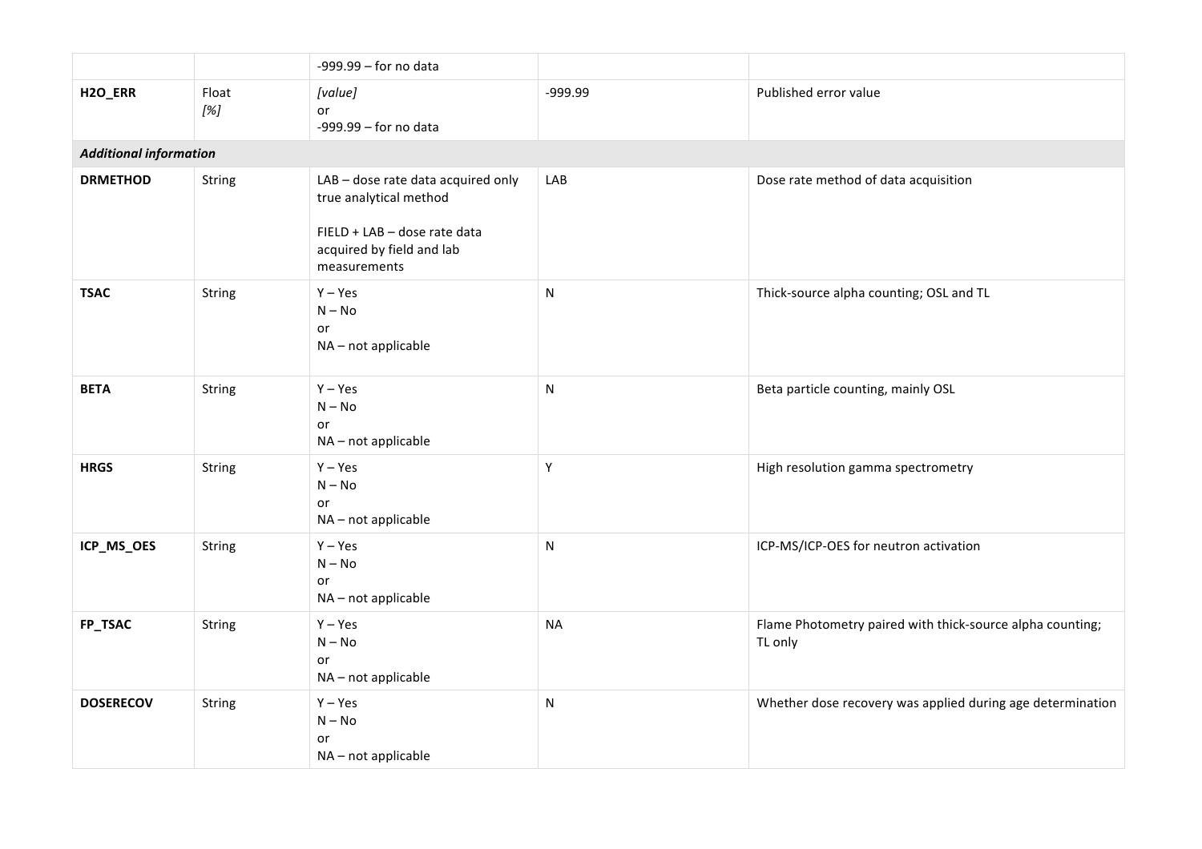| | | | | |
|---|---|---|---|---|
| | | -999.99 – for no data | | |
| **H2O_ERR** | Float *[%]* | *[value]* or -999.99 – for no data | -999.99 | Published error value |
| ***Additional information*** | | | | |
| **DRMETHOD** | String | LAB – dose rate data acquired only true analytical method<br><br>FIELD + LAB – dose rate data acquired by field and lab measurements | LAB | Dose rate method of data acquisition |
| **TSAC** | String | Y – Yes<br>N – No<br>or<br>NA – not applicable | N | Thick-source alpha counting; OSL and TL |
| **BETA** | String | Y – Yes<br>N – No<br>or<br>NA – not applicable | N | Beta particle counting, mainly OSL |
| **HRGS** | String | Y – Yes<br>N – No<br>or<br>NA – not applicable | Y | High resolution gamma spectrometry |
| **ICP_MS_OES** | String | Y – Yes<br>N – No<br>or<br>NA – not applicable | N | ICP-MS/ICP-OES for neutron activation |
| **FP_TSAC** | String | Y – Yes<br>N – No<br>or<br>NA – not applicable | NA | Flame Photometry paired with thick-source alpha counting; TL only |
| **DOSERECOV** | String | Y – Yes<br>N – No<br>or<br>NA – not applicable | N | Whether dose recovery was applied during age determination |